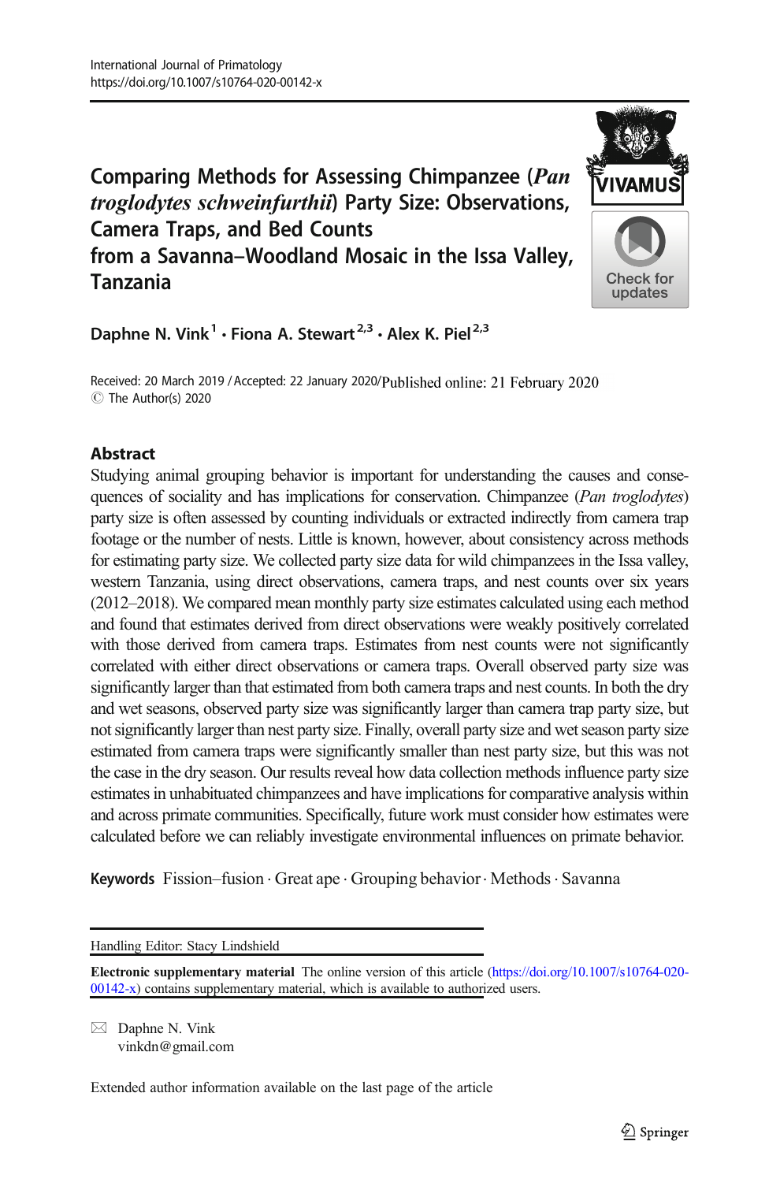# Comparing Methods for Assessing Chimpanzee (*Pan troglodytes schweinfurthii*) Party Size: Observations, Camera Traps, and Bed Counts from a Savanna–Woodland Mosaic in the Issa Valley, Tanzania

Daphne N. Vink[1] · Fiona A. Stewart[2,3] · Alex K. Piel[2,3]

Received: 20 March 2019 / Accepted: 22 January 2020/Published online: 21 February 2020
© The Author(s) 2020

## Abstract

Studying animal grouping behavior is important for understanding the causes and consequences of sociality and has implications for conservation. Chimpanzee (*Pan troglodytes*) party size is often assessed by counting individuals or extracted indirectly from camera trap footage or the number of nests. Little is known, however, about consistency across methods for estimating party size. We collected party size data for wild chimpanzees in the Issa valley, western Tanzania, using direct observations, camera traps, and nest counts over six years (2012–2018). We compared mean monthly party size estimates calculated using each method and found that estimates derived from direct observations were weakly positively correlated with those derived from camera traps. Estimates from nest counts were not significantly correlated with either direct observations or camera traps. Overall observed party size was significantly larger than that estimated from both camera traps and nest counts. In both the dry and wet seasons, observed party size was significantly larger than camera trap party size, but not significantly larger than nest party size. Finally, overall party size and wet season party size estimated from camera traps were significantly smaller than nest party size, but this was not the case in the dry season. Our results reveal how data collection methods influence party size estimates in unhabituated chimpanzees and have implications for comparative analysis within and across primate communities. Specifically, future work must consider how estimates were calculated before we can reliably investigate environmental influences on primate behavior.

**Keywords** Fission–fusion · Great ape · Grouping behavior · Methods · Savanna

---

Handling Editor: Stacy Lindshield

**Electronic supplementary material** The online version of this article (https://doi.org/10.1007/s10764-020-00142-x) contains supplementary material, which is available to authorized users.

✉ Daphne N. Vink
vinkdn@gmail.com

Extended author information available on the last page of the article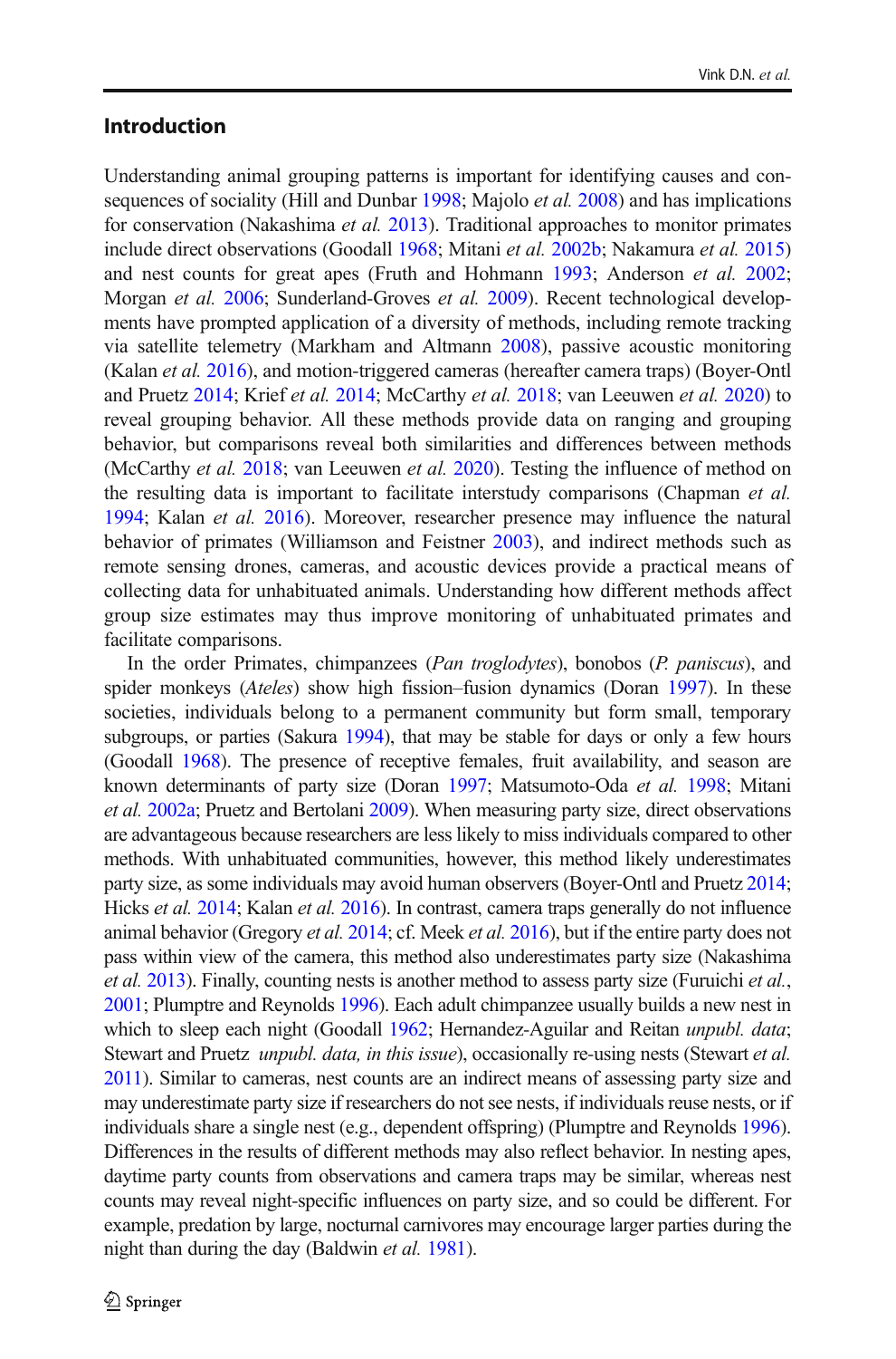## Introduction

Understanding animal grouping patterns is important for identifying causes and consequences of sociality (Hill and Dunbar 1998; Majolo *et al.* 2008) and has implications for conservation (Nakashima *et al.* 2013). Traditional approaches to monitor primates include direct observations (Goodall 1968; Mitani *et al.* 2002b; Nakamura *et al.* 2015) and nest counts for great apes (Fruth and Hohmann 1993; Anderson *et al.* 2002; Morgan *et al.* 2006; Sunderland-Groves *et al.* 2009). Recent technological developments have prompted application of a diversity of methods, including remote tracking via satellite telemetry (Markham and Altmann 2008), passive acoustic monitoring (Kalan *et al.* 2016), and motion-triggered cameras (hereafter camera traps) (Boyer-Ontl and Pruetz 2014; Krief *et al.* 2014; McCarthy *et al.* 2018; van Leeuwen *et al.* 2020) to reveal grouping behavior. All these methods provide data on ranging and grouping behavior, but comparisons reveal both similarities and differences between methods (McCarthy *et al.* 2018; van Leeuwen *et al.* 2020). Testing the influence of method on the resulting data is important to facilitate interstudy comparisons (Chapman *et al.* 1994; Kalan *et al.* 2016). Moreover, researcher presence may influence the natural behavior of primates (Williamson and Feistner 2003), and indirect methods such as remote sensing drones, cameras, and acoustic devices provide a practical means of collecting data for unhabituated animals. Understanding how different methods affect group size estimates may thus improve monitoring of unhabituated primates and facilitate comparisons.

In the order Primates, chimpanzees (*Pan troglodytes*), bonobos (*P. paniscus*), and spider monkeys (*Ateles*) show high fission–fusion dynamics (Doran 1997). In these societies, individuals belong to a permanent community but form small, temporary subgroups, or parties (Sakura 1994), that may be stable for days or only a few hours (Goodall 1968). The presence of receptive females, fruit availability, and season are known determinants of party size (Doran 1997; Matsumoto-Oda *et al.* 1998; Mitani *et al.* 2002a; Pruetz and Bertolani 2009). When measuring party size, direct observations are advantageous because researchers are less likely to miss individuals compared to other methods. With unhabituated communities, however, this method likely underestimates party size, as some individuals may avoid human observers (Boyer-Ontl and Pruetz 2014; Hicks *et al.* 2014; Kalan *et al.* 2016). In contrast, camera traps generally do not influence animal behavior (Gregory *et al.* 2014; cf. Meek *et al.* 2016), but if the entire party does not pass within view of the camera, this method also underestimates party size (Nakashima *et al.* 2013). Finally, counting nests is another method to assess party size (Furuichi *et al.*, 2001; Plumptre and Reynolds 1996). Each adult chimpanzee usually builds a new nest in which to sleep each night (Goodall 1962; Hernandez-Aguilar and Reitan *unpubl. data*; Stewart and Pruetz *unpubl. data, in this issue*), occasionally re-using nests (Stewart *et al.* 2011). Similar to cameras, nest counts are an indirect means of assessing party size and may underestimate party size if researchers do not see nests, if individuals reuse nests, or if individuals share a single nest (e.g., dependent offspring) (Plumptre and Reynolds 1996). Differences in the results of different methods may also reflect behavior. In nesting apes, daytime party counts from observations and camera traps may be similar, whereas nest counts may reveal night-specific influences on party size, and so could be different. For example, predation by large, nocturnal carnivores may encourage larger parties during the night than during the day (Baldwin *et al.* 1981).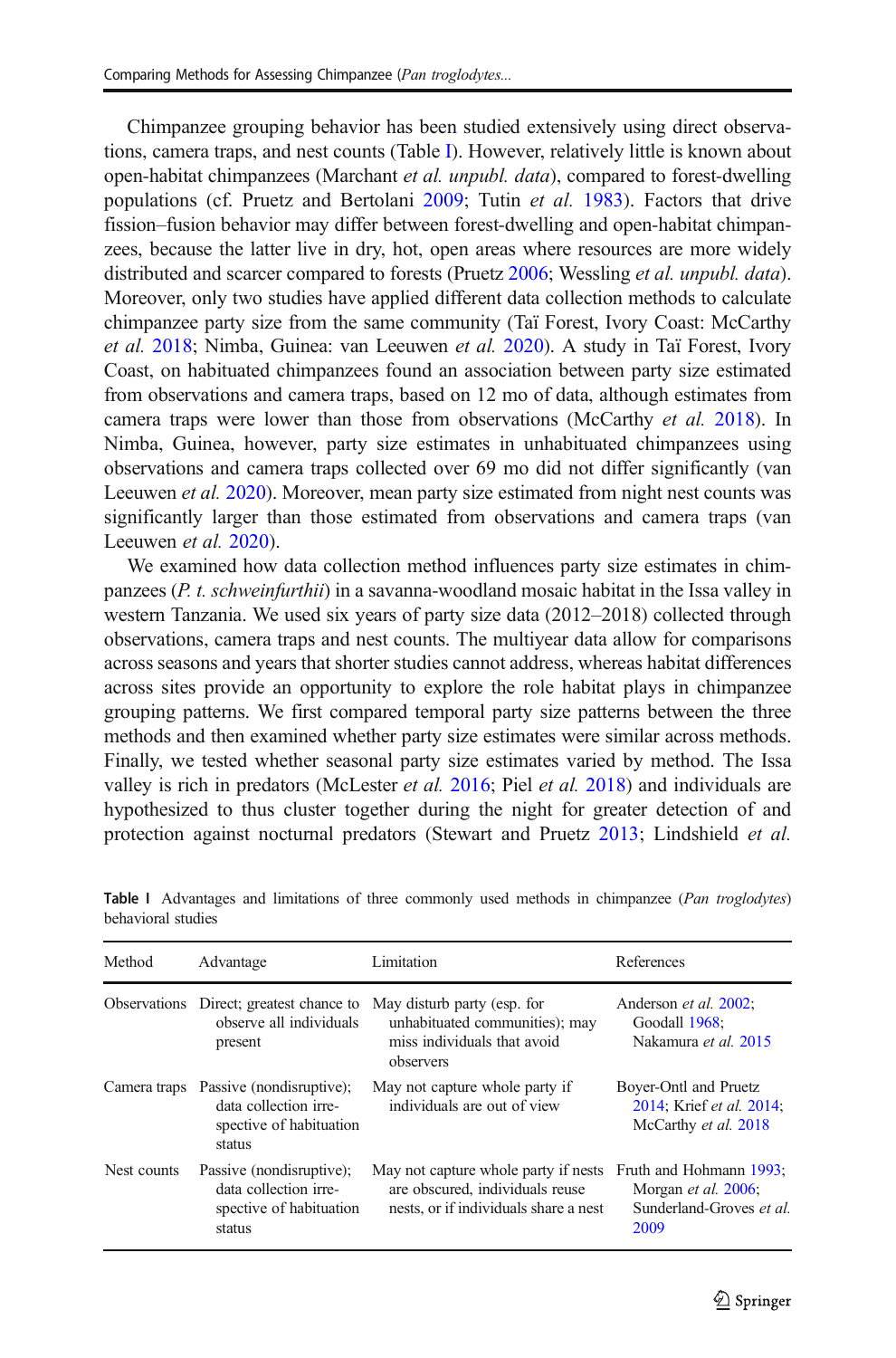Chimpanzee grouping behavior has been studied extensively using direct observations, camera traps, and nest counts (Table I). However, relatively little is known about open-habitat chimpanzees (Marchant *et al. unpubl. data*), compared to forest-dwelling populations (cf. Pruetz and Bertolani 2009; Tutin *et al.* 1983). Factors that drive fission–fusion behavior may differ between forest-dwelling and open-habitat chimpanzees, because the latter live in dry, hot, open areas where resources are more widely distributed and scarcer compared to forests (Pruetz 2006; Wessling *et al. unpubl. data*). Moreover, only two studies have applied different data collection methods to calculate chimpanzee party size from the same community (Taï Forest, Ivory Coast: McCarthy *et al.* 2018; Nimba, Guinea: van Leeuwen *et al.* 2020). A study in Taï Forest, Ivory Coast, on habituated chimpanzees found an association between party size estimated from observations and camera traps, based on 12 mo of data, although estimates from camera traps were lower than those from observations (McCarthy *et al.* 2018). In Nimba, Guinea, however, party size estimates in unhabituated chimpanzees using observations and camera traps collected over 69 mo did not differ significantly (van Leeuwen *et al.* 2020). Moreover, mean party size estimated from night nest counts was significantly larger than those estimated from observations and camera traps (van Leeuwen *et al.* 2020).

We examined how data collection method influences party size estimates in chimpanzees (*P. t. schweinfurthii*) in a savanna-woodland mosaic habitat in the Issa valley in western Tanzania. We used six years of party size data (2012–2018) collected through observations, camera traps and nest counts. The multiyear data allow for comparisons across seasons and years that shorter studies cannot address, whereas habitat differences across sites provide an opportunity to explore the role habitat plays in chimpanzee grouping patterns. We first compared temporal party size patterns between the three methods and then examined whether party size estimates were similar across methods. Finally, we tested whether seasonal party size estimates varied by method. The Issa valley is rich in predators (McLester *et al.* 2016; Piel *et al.* 2018) and individuals are hypothesized to thus cluster together during the night for greater detection of and protection against nocturnal predators (Stewart and Pruetz 2013; Lindshield *et al.*

**Table I** Advantages and limitations of three commonly used methods in chimpanzee (*Pan troglodytes*) behavioral studies

| Method | Advantage | Limitation | References |
|---|---|---|---|
| Observations | Direct; greatest chance to observe all individuals present | May disturb party (esp. for unhabituated communities); may miss individuals that avoid observers | Anderson *et al.* 2002; Goodall 1968; Nakamura *et al.* 2015 |
| Camera traps | Passive (nondisruptive); data collection irrespective of habituation status | May not capture whole party if individuals are out of view | Boyer-Ontl and Pruetz 2014; Krief *et al.* 2014; McCarthy *et al.* 2018 |
| Nest counts | Passive (nondisruptive); data collection irrespective of habituation status | May not capture whole party if nests are obscured, individuals reuse nests, or if individuals share a nest | Fruth and Hohmann 1993; Morgan *et al.* 2006; Sunderland-Groves *et al.* 2009 |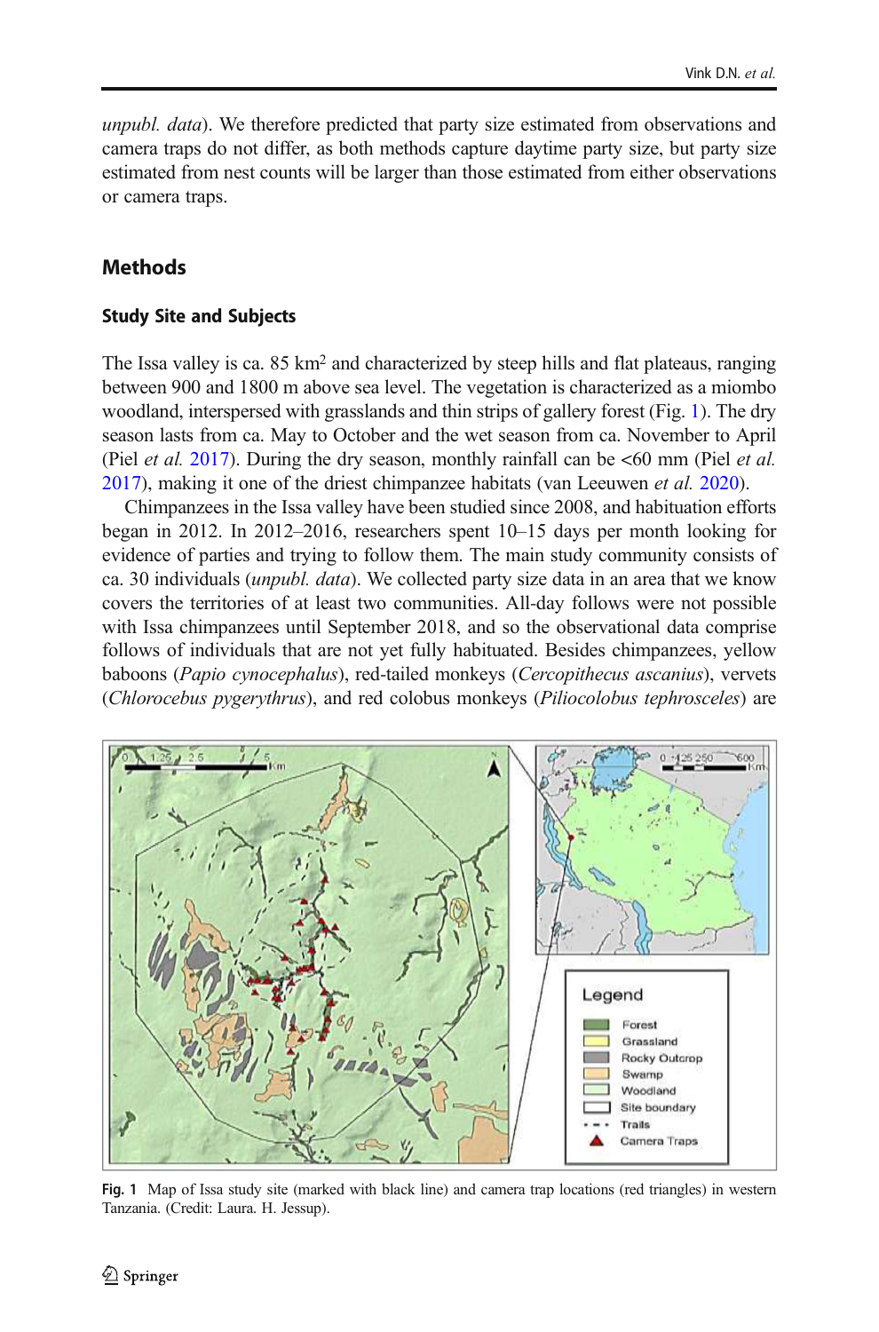*unpubl. data*). We therefore predicted that party size estimated from observations and camera traps do not differ, as both methods capture daytime party size, but party size estimated from nest counts will be larger than those estimated from either observations or camera traps.

## Methods

### Study Site and Subjects

The Issa valley is ca. 85 km$^2$ and characterized by steep hills and flat plateaus, ranging between 900 and 1800 m above sea level. The vegetation is characterized as a miombo woodland, interspersed with grasslands and thin strips of gallery forest (Fig. 1). The dry season lasts from ca. May to October and the wet season from ca. November to April (Piel *et al.* 2017). During the dry season, monthly rainfall can be <60 mm (Piel *et al.* 2017), making it one of the driest chimpanzee habitats (van Leeuwen *et al.* 2020).

Chimpanzees in the Issa valley have been studied since 2008, and habituation efforts began in 2012. In 2012–2016, researchers spent 10–15 days per month looking for evidence of parties and trying to follow them. The main study community consists of ca. 30 individuals (*unpubl. data*). We collected party size data in an area that we know covers the territories of at least two communities. All-day follows were not possible with Issa chimpanzees until September 2018, and so the observational data comprise follows of individuals that are not yet fully habituated. Besides chimpanzees, yellow baboons (*Papio cynocephalus*), red-tailed monkeys (*Cercopithecus ascanius*), vervets (*Chlorocebus pygerythrus*), and red colobus monkeys (*Piliocolobus tephrosceles*) are

**Fig. 1** Map of Issa study site (marked with black line) and camera trap locations (red triangles) in western Tanzania. (Credit: Laura. H. Jessup).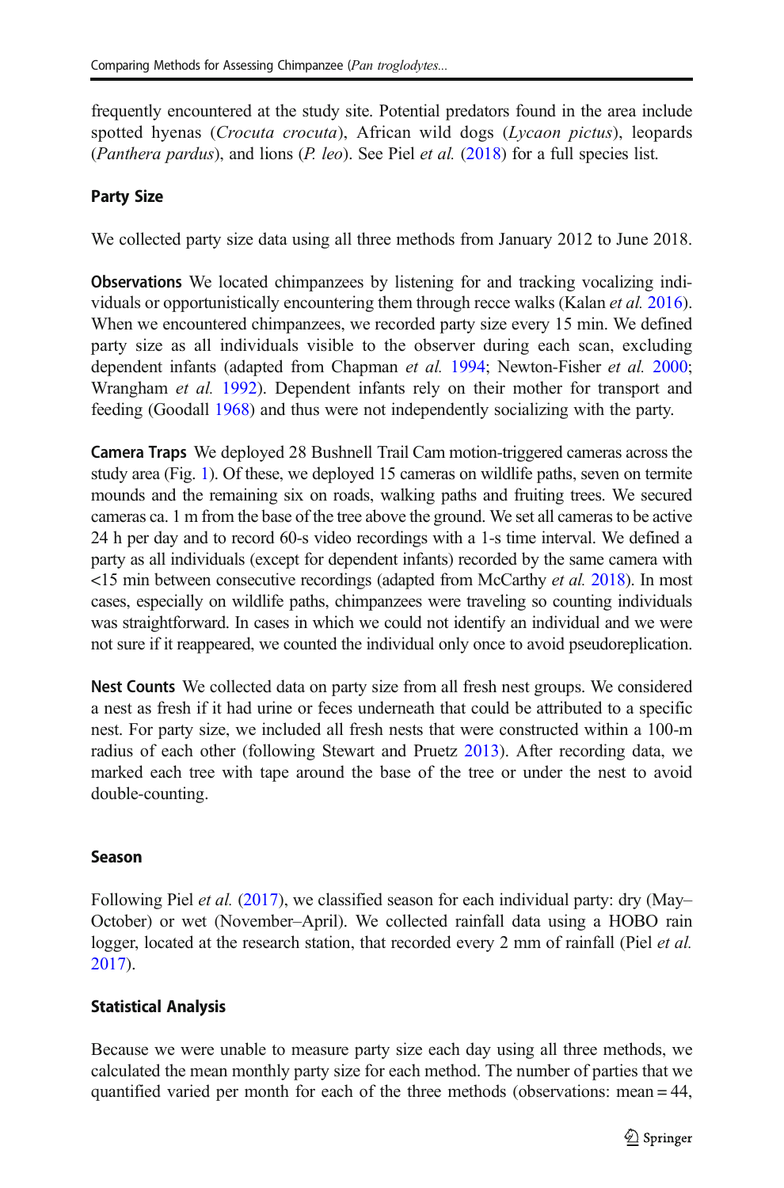frequently encountered at the study site. Potential predators found in the area include spotted hyenas (*Crocuta crocuta*), African wild dogs (*Lycaon pictus*), leopards (*Panthera pardus*), and lions (*P. leo*). See Piel *et al.* (2018) for a full species list.

## Party Size

We collected party size data using all three methods from January 2012 to June 2018.

**Observations** We located chimpanzees by listening for and tracking vocalizing individuals or opportunistically encountering them through recce walks (Kalan *et al.* 2016). When we encountered chimpanzees, we recorded party size every 15 min. We defined party size as all individuals visible to the observer during each scan, excluding dependent infants (adapted from Chapman *et al.* 1994; Newton-Fisher *et al.* 2000; Wrangham *et al.* 1992). Dependent infants rely on their mother for transport and feeding (Goodall 1968) and thus were not independently socializing with the party.

**Camera Traps** We deployed 28 Bushnell Trail Cam motion-triggered cameras across the study area (Fig. 1). Of these, we deployed 15 cameras on wildlife paths, seven on termite mounds and the remaining six on roads, walking paths and fruiting trees. We secured cameras ca. 1 m from the base of the tree above the ground. We set all cameras to be active 24 h per day and to record 60-s video recordings with a 1-s time interval. We defined a party as all individuals (except for dependent infants) recorded by the same camera with <15 min between consecutive recordings (adapted from McCarthy *et al.* 2018). In most cases, especially on wildlife paths, chimpanzees were traveling so counting individuals was straightforward. In cases in which we could not identify an individual and we were not sure if it reappeared, we counted the individual only once to avoid pseudoreplication.

**Nest Counts** We collected data on party size from all fresh nest groups. We considered a nest as fresh if it had urine or feces underneath that could be attributed to a specific nest. For party size, we included all fresh nests that were constructed within a 100-m radius of each other (following Stewart and Pruetz 2013). After recording data, we marked each tree with tape around the base of the tree or under the nest to avoid double-counting.

## Season

Following Piel *et al.* (2017), we classified season for each individual party: dry (May–October) or wet (November–April). We collected rainfall data using a HOBO rain logger, located at the research station, that recorded every 2 mm of rainfall (Piel *et al.* 2017).

## Statistical Analysis

Because we were unable to measure party size each day using all three methods, we calculated the mean monthly party size for each method. The number of parties that we quantified varied per month for each of the three methods (observations: mean = 44,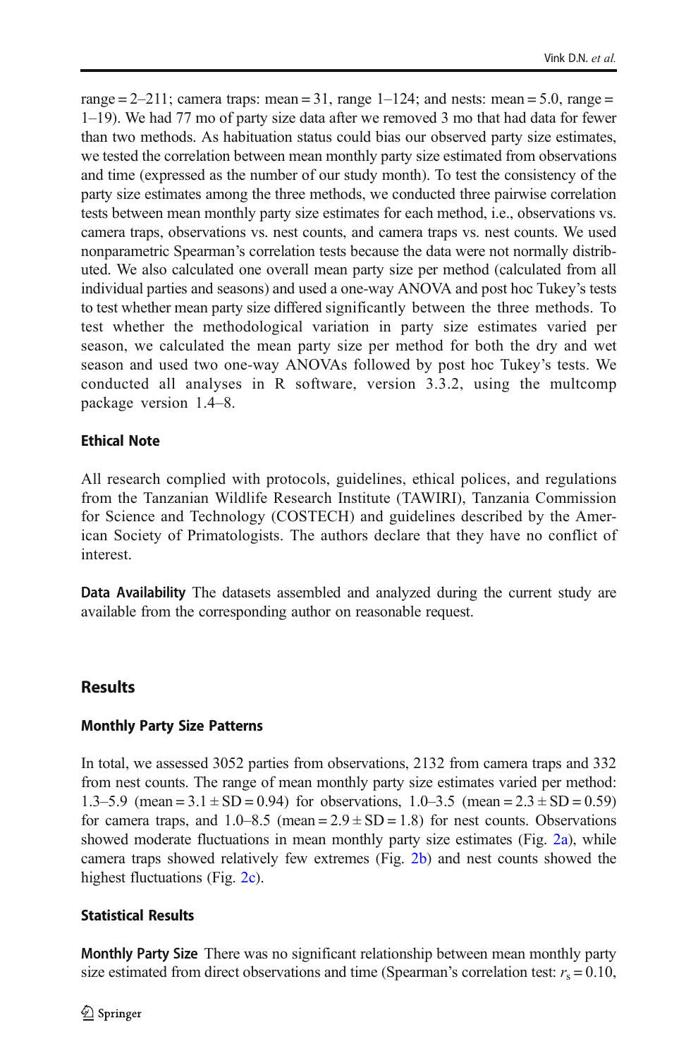range = 2–211; camera traps: mean = 31, range 1–124; and nests: mean = 5.0, range = 1–19). We had 77 mo of party size data after we removed 3 mo that had data for fewer than two methods. As habituation status could bias our observed party size estimates, we tested the correlation between mean monthly party size estimated from observations and time (expressed as the number of our study month). To test the consistency of the party size estimates among the three methods, we conducted three pairwise correlation tests between mean monthly party size estimates for each method, i.e., observations vs. camera traps, observations vs. nest counts, and camera traps vs. nest counts. We used nonparametric Spearman's correlation tests because the data were not normally distributed. We also calculated one overall mean party size per method (calculated from all individual parties and seasons) and used a one-way ANOVA and post hoc Tukey's tests to test whether mean party size differed significantly between the three methods. To test whether the methodological variation in party size estimates varied per season, we calculated the mean party size per method for both the dry and wet season and used two one-way ANOVAs followed by post hoc Tukey's tests. We conducted all analyses in R software, version 3.3.2, using the multcomp package version 1.4–8.

### Ethical Note

All research complied with protocols, guidelines, ethical polices, and regulations from the Tanzanian Wildlife Research Institute (TAWIRI), Tanzania Commission for Science and Technology (COSTECH) and guidelines described by the American Society of Primatologists. The authors declare that they have no conflict of interest.

**Data Availability** The datasets assembled and analyzed during the current study are available from the corresponding author on reasonable request.

## Results

### Monthly Party Size Patterns

In total, we assessed 3052 parties from observations, 2132 from camera traps and 332 from nest counts. The range of mean monthly party size estimates varied per method: 1.3–5.9 (mean = 3.1 ± SD = 0.94) for observations, 1.0–3.5 (mean = 2.3 ± SD = 0.59) for camera traps, and 1.0–8.5 (mean = 2.9 ± SD = 1.8) for nest counts. Observations showed moderate fluctuations in mean monthly party size estimates (Fig. 2a), while camera traps showed relatively few extremes (Fig. 2b) and nest counts showed the highest fluctuations (Fig. 2c).

### Statistical Results

**Monthly Party Size** There was no significant relationship between mean monthly party size estimated from direct observations and time (Spearman's correlation test: $r_s = 0.10$,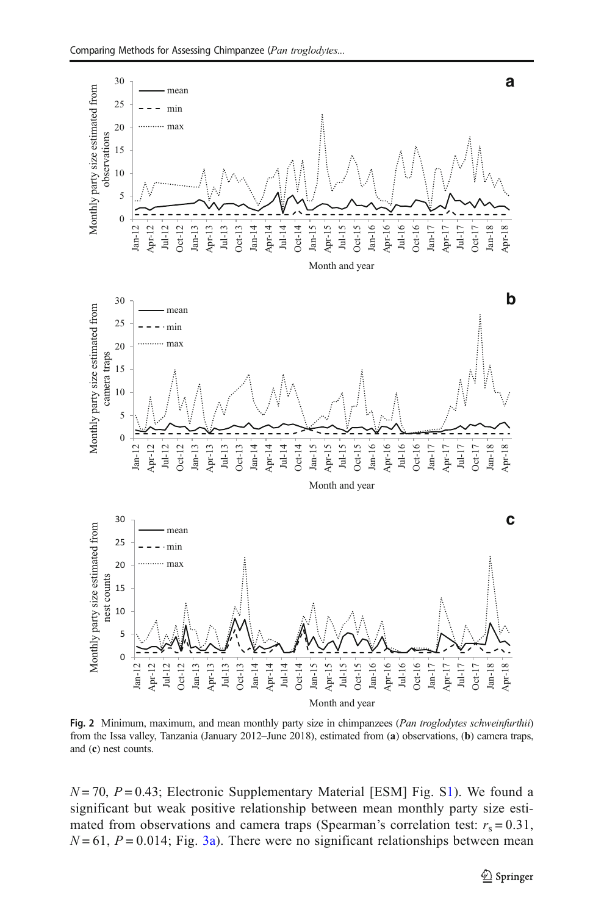Fig. 2 Minimum, maximum, and mean monthly party size in chimpanzees (*Pan troglodytes schweinfurthii*) from the Issa valley, Tanzania (January 2012–June 2018), estimated from (**a**) observations, (**b**) camera traps, and (**c**) nest counts.

$N = 70$, $P = 0.43$; Electronic Supplementary Material [ESM] Fig. S1). We found a significant but weak positive relationship between mean monthly party size estimated from observations and camera traps (Spearman's correlation test: $r_s = 0.31$, $N = 61$, $P = 0.014$; Fig. 3a). There were no significant relationships between mean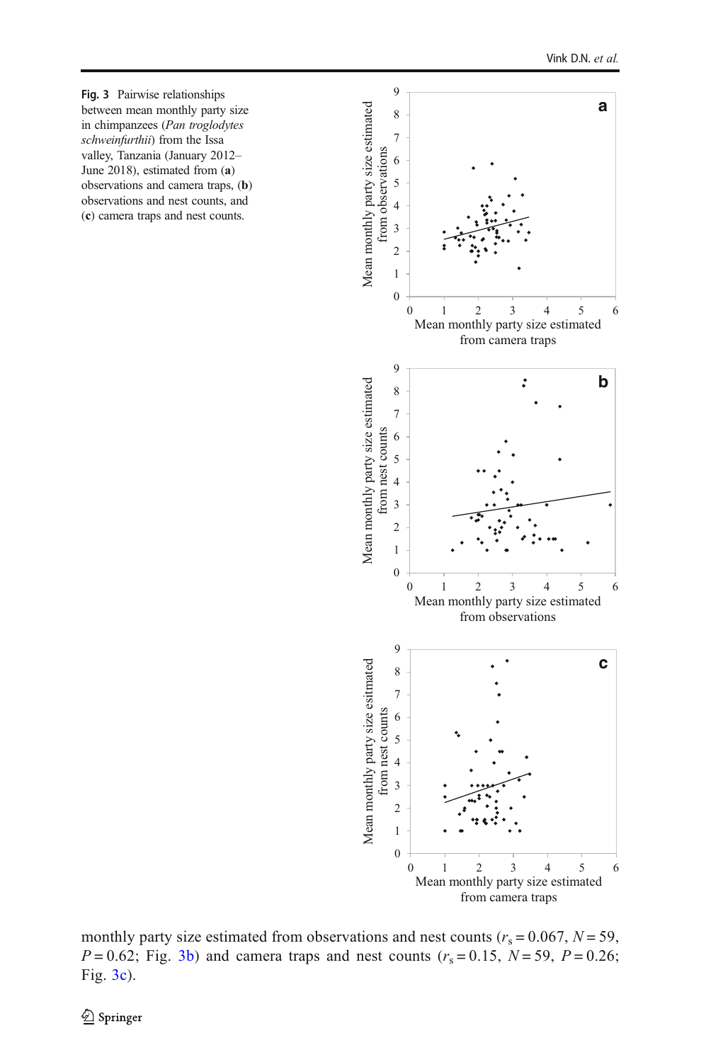**Fig. 3** Pairwise relationships between mean monthly party size in chimpanzees (*Pan troglodytes schweinfurthii*) from the Issa valley, Tanzania (January 2012–June 2018), estimated from (**a**) observations and camera traps, (**b**) observations and nest counts, and (**c**) camera traps and nest counts.

monthly party size estimated from observations and nest counts ($r_s = 0.067$, $N = 59$, $P = 0.62$; Fig. 3b) and camera traps and nest counts ($r_s = 0.15$, $N = 59$, $P = 0.26$; Fig. 3c).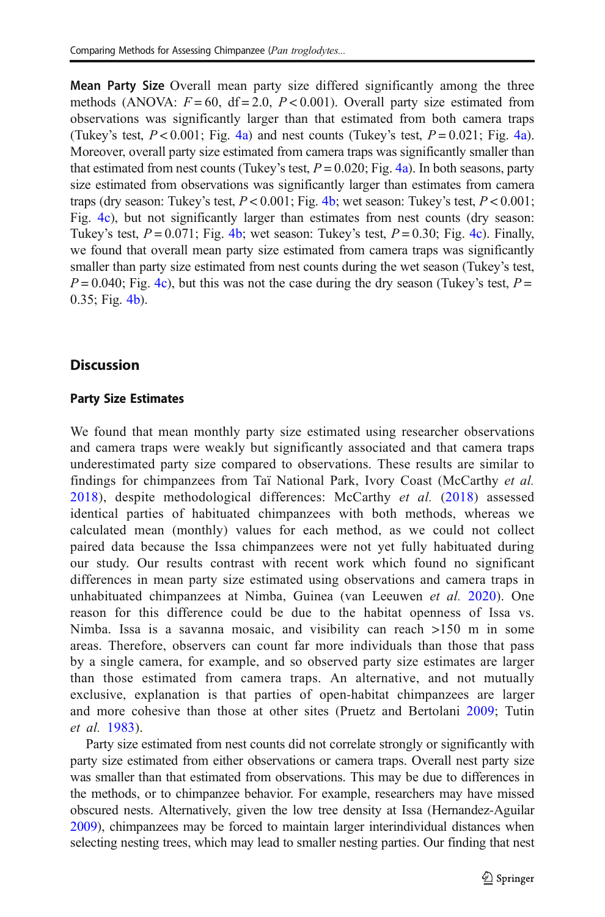**Mean Party Size** Overall mean party size differed significantly among the three methods (ANOVA: $F = 60$, df = 2.0, $P < 0.001$). Overall party size estimated from observations was significantly larger than that estimated from both camera traps (Tukey's test, $P < 0.001$; Fig. 4a) and nest counts (Tukey's test, $P = 0.021$; Fig. 4a). Moreover, overall party size estimated from camera traps was significantly smaller than that estimated from nest counts (Tukey's test, $P = 0.020$; Fig. 4a). In both seasons, party size estimated from observations was significantly larger than estimates from camera traps (dry season: Tukey's test, $P < 0.001$; Fig. 4b; wet season: Tukey's test, $P < 0.001$; Fig. 4c), but not significantly larger than estimates from nest counts (dry season: Tukey's test, $P = 0.071$; Fig. 4b; wet season: Tukey's test, $P = 0.30$; Fig. 4c). Finally, we found that overall mean party size estimated from camera traps was significantly smaller than party size estimated from nest counts during the wet season (Tukey's test, $P = 0.040$; Fig. 4c), but this was not the case during the dry season (Tukey's test, $P = 0.35$; Fig. 4b).

## Discussion

### Party Size Estimates

We found that mean monthly party size estimated using researcher observations and camera traps were weakly but significantly associated and that camera traps underestimated party size compared to observations. These results are similar to findings for chimpanzees from Taï National Park, Ivory Coast (McCarthy *et al.* 2018), despite methodological differences: McCarthy *et al.* (2018) assessed identical parties of habituated chimpanzees with both methods, whereas we calculated mean (monthly) values for each method, as we could not collect paired data because the Issa chimpanzees were not yet fully habituated during our study. Our results contrast with recent work which found no significant differences in mean party size estimated using observations and camera traps in unhabituated chimpanzees at Nimba, Guinea (van Leeuwen *et al.* 2020). One reason for this difference could be due to the habitat openness of Issa vs. Nimba. Issa is a savanna mosaic, and visibility can reach >150 m in some areas. Therefore, observers can count far more individuals than those that pass by a single camera, for example, and so observed party size estimates are larger than those estimated from camera traps. An alternative, and not mutually exclusive, explanation is that parties of open-habitat chimpanzees are larger and more cohesive than those at other sites (Pruetz and Bertolani 2009; Tutin *et al.* 1983).

Party size estimated from nest counts did not correlate strongly or significantly with party size estimated from either observations or camera traps. Overall nest party size was smaller than that estimated from observations. This may be due to differences in the methods, or to chimpanzee behavior. For example, researchers may have missed obscured nests. Alternatively, given the low tree density at Issa (Hernandez-Aguilar 2009), chimpanzees may be forced to maintain larger interindividual distances when selecting nesting trees, which may lead to smaller nesting parties. Our finding that nest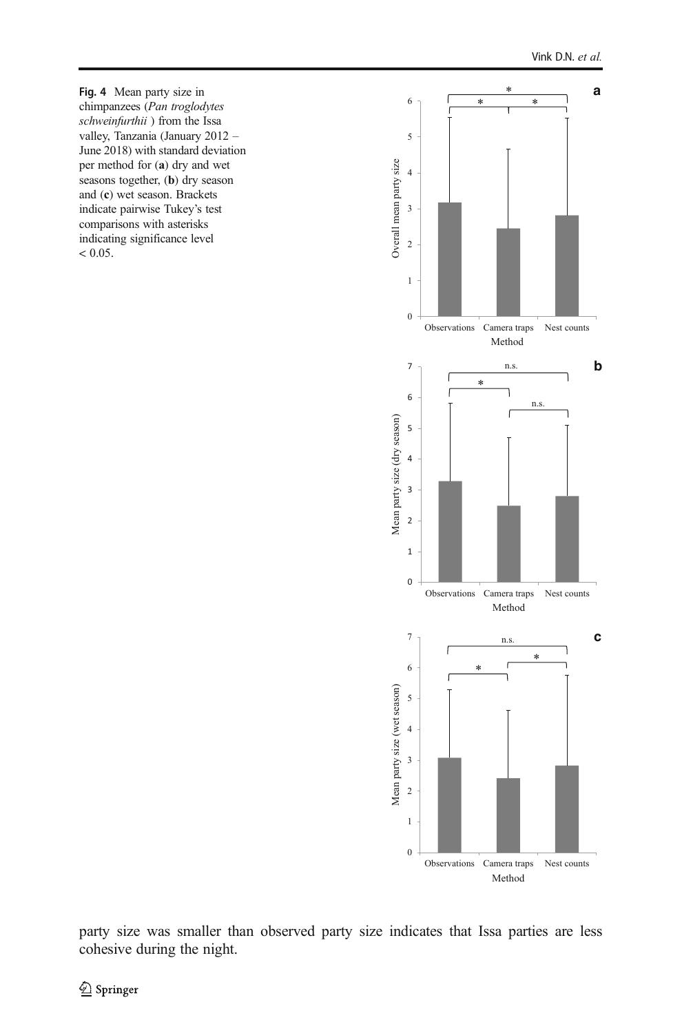**Fig. 4** Mean party size in chimpanzees (*Pan troglodytes schweinfurthii* ) from the Issa valley, Tanzania (January 2012 – June 2018) with standard deviation per method for (**a**) dry and wet seasons together, (**b**) dry season and (**c**) wet season. Brackets indicate pairwise Tukey's test comparisons with asterisks indicating significance level < 0.05.

party size was smaller than observed party size indicates that Issa parties are less cohesive during the night.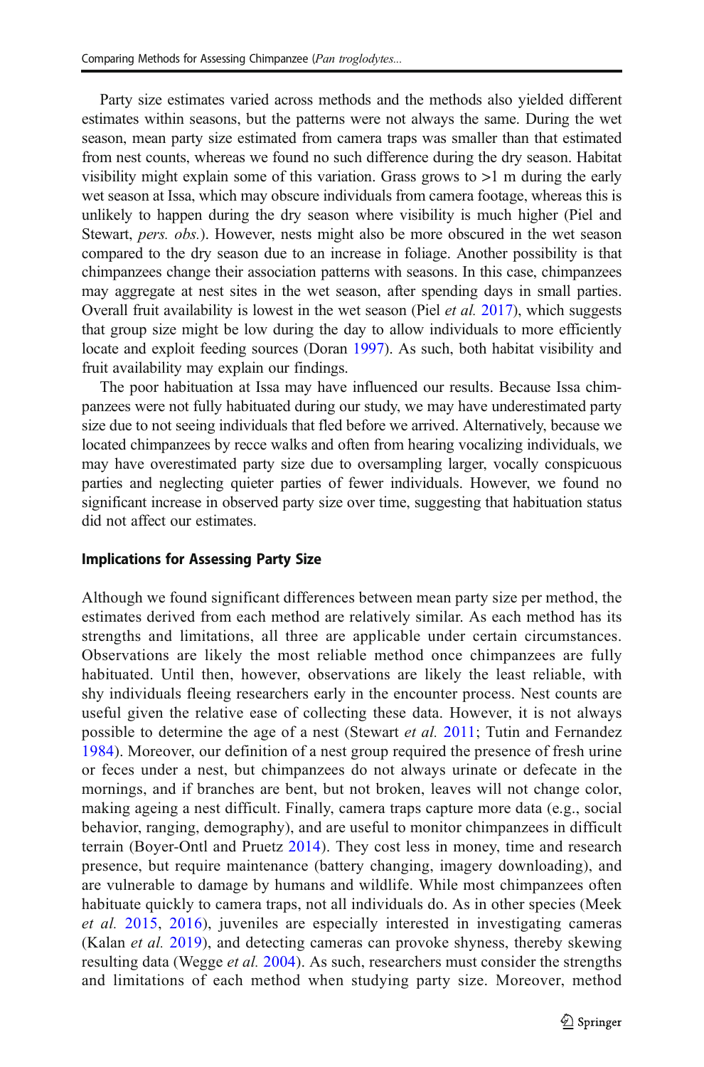Party size estimates varied across methods and the methods also yielded different estimates within seasons, but the patterns were not always the same. During the wet season, mean party size estimated from camera traps was smaller than that estimated from nest counts, whereas we found no such difference during the dry season. Habitat visibility might explain some of this variation. Grass grows to >1 m during the early wet season at Issa, which may obscure individuals from camera footage, whereas this is unlikely to happen during the dry season where visibility is much higher (Piel and Stewart, *pers. obs.*). However, nests might also be more obscured in the wet season compared to the dry season due to an increase in foliage. Another possibility is that chimpanzees change their association patterns with seasons. In this case, chimpanzees may aggregate at nest sites in the wet season, after spending days in small parties. Overall fruit availability is lowest in the wet season (Piel *et al.* 2017), which suggests that group size might be low during the day to allow individuals to more efficiently locate and exploit feeding sources (Doran 1997). As such, both habitat visibility and fruit availability may explain our findings.

The poor habituation at Issa may have influenced our results. Because Issa chimpanzees were not fully habituated during our study, we may have underestimated party size due to not seeing individuals that fled before we arrived. Alternatively, because we located chimpanzees by recce walks and often from hearing vocalizing individuals, we may have overestimated party size due to oversampling larger, vocally conspicuous parties and neglecting quieter parties of fewer individuals. However, we found no significant increase in observed party size over time, suggesting that habituation status did not affect our estimates.

### Implications for Assessing Party Size

Although we found significant differences between mean party size per method, the estimates derived from each method are relatively similar. As each method has its strengths and limitations, all three are applicable under certain circumstances. Observations are likely the most reliable method once chimpanzees are fully habituated. Until then, however, observations are likely the least reliable, with shy individuals fleeing researchers early in the encounter process. Nest counts are useful given the relative ease of collecting these data. However, it is not always possible to determine the age of a nest (Stewart *et al.* 2011; Tutin and Fernandez 1984). Moreover, our definition of a nest group required the presence of fresh urine or feces under a nest, but chimpanzees do not always urinate or defecate in the mornings, and if branches are bent, but not broken, leaves will not change color, making ageing a nest difficult. Finally, camera traps capture more data (e.g., social behavior, ranging, demography), and are useful to monitor chimpanzees in difficult terrain (Boyer-Ontl and Pruetz 2014). They cost less in money, time and research presence, but require maintenance (battery changing, imagery downloading), and are vulnerable to damage by humans and wildlife. While most chimpanzees often habituate quickly to camera traps, not all individuals do. As in other species (Meek *et al.* 2015, 2016), juveniles are especially interested in investigating cameras (Kalan *et al.* 2019), and detecting cameras can provoke shyness, thereby skewing resulting data (Wegge *et al.* 2004). As such, researchers must consider the strengths and limitations of each method when studying party size. Moreover, method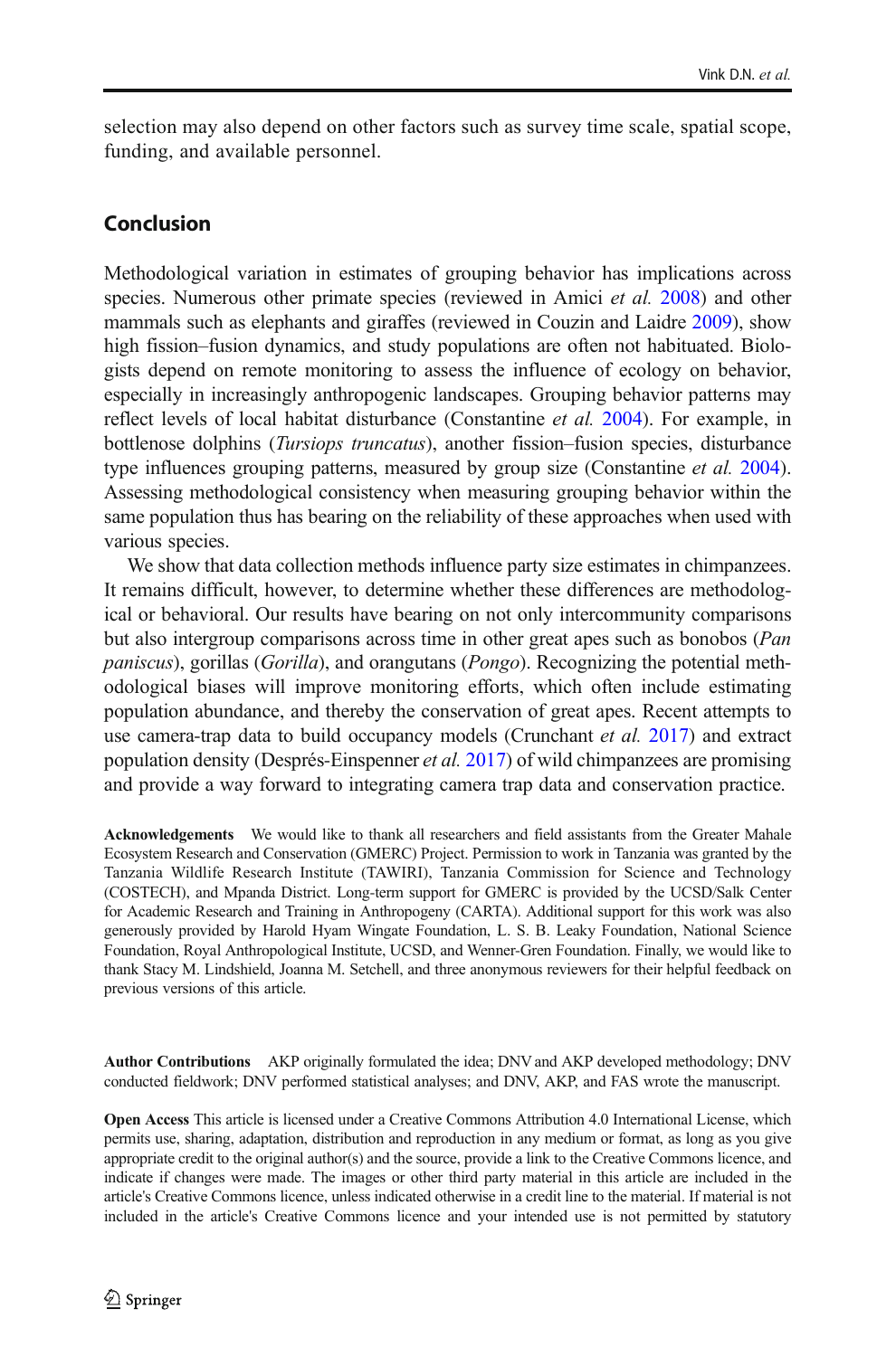selection may also depend on other factors such as survey time scale, spatial scope, funding, and available personnel.

## Conclusion

Methodological variation in estimates of grouping behavior has implications across species. Numerous other primate species (reviewed in Amici *et al.* 2008) and other mammals such as elephants and giraffes (reviewed in Couzin and Laidre 2009), show high fission–fusion dynamics, and study populations are often not habituated. Biologists depend on remote monitoring to assess the influence of ecology on behavior, especially in increasingly anthropogenic landscapes. Grouping behavior patterns may reflect levels of local habitat disturbance (Constantine *et al.* 2004). For example, in bottlenose dolphins (*Tursiops truncatus*), another fission–fusion species, disturbance type influences grouping patterns, measured by group size (Constantine *et al.* 2004). Assessing methodological consistency when measuring grouping behavior within the same population thus has bearing on the reliability of these approaches when used with various species.

We show that data collection methods influence party size estimates in chimpanzees. It remains difficult, however, to determine whether these differences are methodological or behavioral. Our results have bearing on not only intercommunity comparisons but also intergroup comparisons across time in other great apes such as bonobos (*Pan paniscus*), gorillas (*Gorilla*), and orangutans (*Pongo*). Recognizing the potential methodological biases will improve monitoring efforts, which often include estimating population abundance, and thereby the conservation of great apes. Recent attempts to use camera-trap data to build occupancy models (Crunchant *et al.* 2017) and extract population density (Després-Einspenner *et al.* 2017) of wild chimpanzees are promising and provide a way forward to integrating camera trap data and conservation practice.

**Acknowledgements** We would like to thank all researchers and field assistants from the Greater Mahale Ecosystem Research and Conservation (GMERC) Project. Permission to work in Tanzania was granted by the Tanzania Wildlife Research Institute (TAWIRI), Tanzania Commission for Science and Technology (COSTECH), and Mpanda District. Long-term support for GMERC is provided by the UCSD/Salk Center for Academic Research and Training in Anthropogeny (CARTA). Additional support for this work was also generously provided by Harold Hyam Wingate Foundation, L. S. B. Leaky Foundation, National Science Foundation, Royal Anthropological Institute, UCSD, and Wenner-Gren Foundation. Finally, we would like to thank Stacy M. Lindshield, Joanna M. Setchell, and three anonymous reviewers for their helpful feedback on previous versions of this article.

**Author Contributions** AKP originally formulated the idea; DNV and AKP developed methodology; DNV conducted fieldwork; DNV performed statistical analyses; and DNV, AKP, and FAS wrote the manuscript.

**Open Access** This article is licensed under a Creative Commons Attribution 4.0 International License, which permits use, sharing, adaptation, distribution and reproduction in any medium or format, as long as you give appropriate credit to the original author(s) and the source, provide a link to the Creative Commons licence, and indicate if changes were made. The images or other third party material in this article are included in the article's Creative Commons licence, unless indicated otherwise in a credit line to the material. If material is not included in the article's Creative Commons licence and your intended use is not permitted by statutory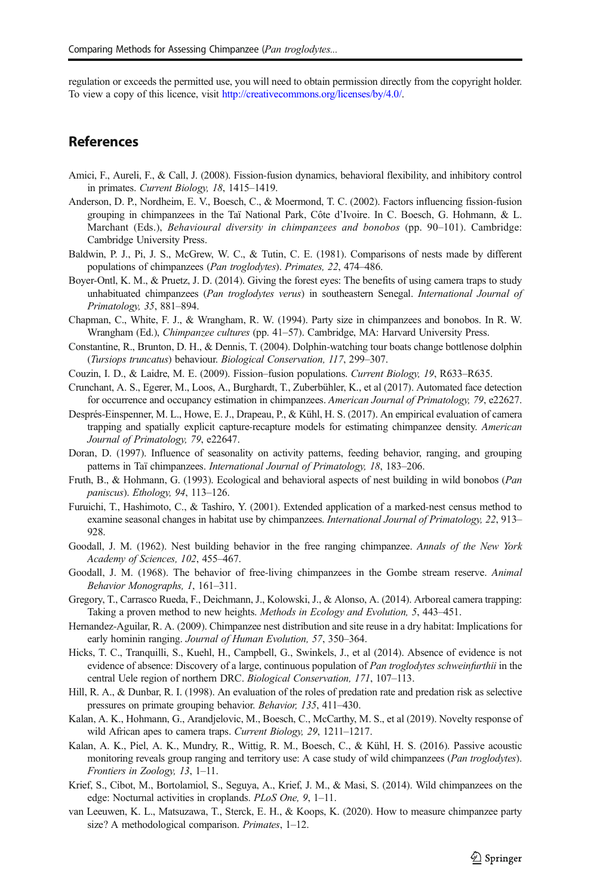regulation or exceeds the permitted use, you will need to obtain permission directly from the copyright holder. To view a copy of this licence, visit http://creativecommons.org/licenses/by/4.0/.

## References

Amici, F., Aureli, F., & Call, J. (2008). Fission-fusion dynamics, behavioral flexibility, and inhibitory control in primates. *Current Biology, 18*, 1415–1419.

Anderson, D. P., Nordheim, E. V., Boesch, C., & Moermond, T. C. (2002). Factors influencing fission-fusion grouping in chimpanzees in the Taï National Park, Côte d'Ivoire. In C. Boesch, G. Hohmann, & L. Marchant (Eds.), *Behavioural diversity in chimpanzees and bonobos* (pp. 90–101). Cambridge: Cambridge University Press.

Baldwin, P. J., Pi, J. S., McGrew, W. C., & Tutin, C. E. (1981). Comparisons of nests made by different populations of chimpanzees (*Pan troglodytes*). *Primates, 22*, 474–486.

Boyer-Ontl, K. M., & Pruetz, J. D. (2014). Giving the forest eyes: The benefits of using camera traps to study unhabituated chimpanzees (*Pan troglodytes verus*) in southeastern Senegal. *International Journal of Primatology, 35*, 881–894.

Chapman, C., White, F. J., & Wrangham, R. W. (1994). Party size in chimpanzees and bonobos. In R. W. Wrangham (Ed.), *Chimpanzee cultures* (pp. 41–57). Cambridge, MA: Harvard University Press.

Constantine, R., Brunton, D. H., & Dennis, T. (2004). Dolphin-watching tour boats change bottlenose dolphin (*Tursiops truncatus*) behaviour. *Biological Conservation, 117*, 299–307.

Couzin, I. D., & Laidre, M. E. (2009). Fission–fusion populations. *Current Biology, 19*, R633–R635.

Crunchant, A. S., Egerer, M., Loos, A., Burghardt, T., Zuberbühler, K., et al (2017). Automated face detection for occurrence and occupancy estimation in chimpanzees. *American Journal of Primatology, 79*, e22627.

Després-Einspenner, M. L., Howe, E. J., Drapeau, P., & Kühl, H. S. (2017). An empirical evaluation of camera trapping and spatially explicit capture-recapture models for estimating chimpanzee density. *American Journal of Primatology, 79*, e22647.

Doran, D. (1997). Influence of seasonality on activity patterns, feeding behavior, ranging, and grouping patterns in Taï chimpanzees. *International Journal of Primatology, 18*, 183–206.

Fruth, B., & Hohmann, G. (1993). Ecological and behavioral aspects of nest building in wild bonobos (*Pan paniscus*). *Ethology, 94*, 113–126.

Furuichi, T., Hashimoto, C., & Tashiro, Y. (2001). Extended application of a marked-nest census method to examine seasonal changes in habitat use by chimpanzees. *International Journal of Primatology, 22*, 913–928.

Goodall, J. M. (1962). Nest building behavior in the free ranging chimpanzee. *Annals of the New York Academy of Sciences, 102*, 455–467.

Goodall, J. M. (1968). The behavior of free-living chimpanzees in the Gombe stream reserve. *Animal Behavior Monographs, 1*, 161–311.

Gregory, T., Carrasco Rueda, F., Deichmann, J., Kolowski, J., & Alonso, A. (2014). Arboreal camera trapping: Taking a proven method to new heights. *Methods in Ecology and Evolution, 5*, 443–451.

Hernandez-Aguilar, R. A. (2009). Chimpanzee nest distribution and site reuse in a dry habitat: Implications for early hominin ranging. *Journal of Human Evolution, 57*, 350–364.

Hicks, T. C., Tranquilli, S., Kuehl, H., Campbell, G., Swinkels, J., et al (2014). Absence of evidence is not evidence of absence: Discovery of a large, continuous population of *Pan troglodytes schweinfurthii* in the central Uele region of northern DRC. *Biological Conservation, 171*, 107–113.

Hill, R. A., & Dunbar, R. I. (1998). An evaluation of the roles of predation rate and predation risk as selective pressures on primate grouping behavior. *Behavior, 135*, 411–430.

Kalan, A. K., Hohmann, G., Arandjelovic, M., Boesch, C., McCarthy, M. S., et al (2019). Novelty response of wild African apes to camera traps. *Current Biology, 29*, 1211–1217.

Kalan, A. K., Piel, A. K., Mundry, R., Wittig, R. M., Boesch, C., & Kühl, H. S. (2016). Passive acoustic monitoring reveals group ranging and territory use: A case study of wild chimpanzees (*Pan troglodytes*). *Frontiers in Zoology, 13*, 1–11.

Krief, S., Cibot, M., Bortolamiol, S., Seguya, A., Krief, J. M., & Masi, S. (2014). Wild chimpanzees on the edge: Nocturnal activities in croplands. *PLoS One, 9*, 1–11.

van Leeuwen, K. L., Matsuzawa, T., Sterck, E. H., & Koops, K. (2020). How to measure chimpanzee party size? A methodological comparison. *Primates*, 1–12.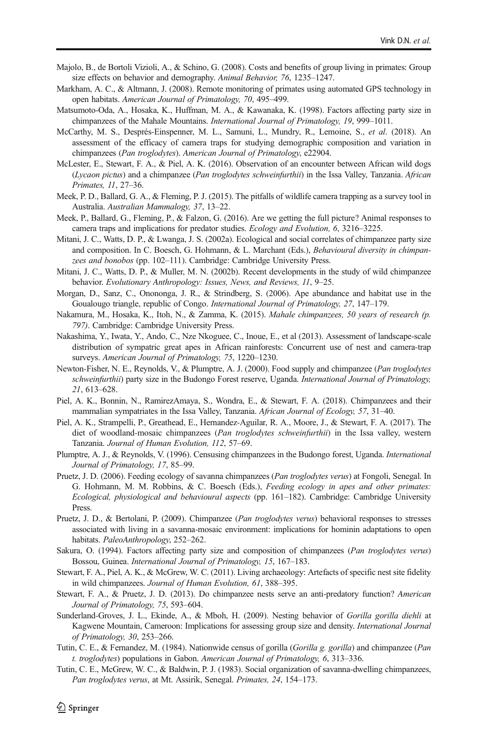Majolo, B., de Bortoli Vizioli, A., & Schino, G. (2008). Costs and benefits of group living in primates: Group size effects on behavior and demography. *Animal Behavior, 76*, 1235–1247.

Markham, A. C., & Altmann, J. (2008). Remote monitoring of primates using automated GPS technology in open habitats. *American Journal of Primatology, 70*, 495–499.

Matsumoto-Oda, A., Hosaka, K., Huffman, M. A., & Kawanaka, K. (1998). Factors affecting party size in chimpanzees of the Mahale Mountains. *International Journal of Primatology, 19*, 999–1011.

McCarthy, M. S., Després-Einspenner, M. L., Samuni, L., Mundry, R., Lemoine, S., *et al*. (2018). An assessment of the efficacy of camera traps for studying demographic composition and variation in chimpanzees (*Pan troglodytes*). *American Journal of Primatology*, e22904.

McLester, E., Stewart, F. A., & Piel, A. K. (2016). Observation of an encounter between African wild dogs (*Lycaon pictus*) and a chimpanzee (*Pan troglodytes schweinfurthii*) in the Issa Valley, Tanzania. *African Primates, 11*, 27–36.

Meek, P. D., Ballard, G. A., & Fleming, P. J. (2015). The pitfalls of wildlife camera trapping as a survey tool in Australia. *Australian Mammalogy, 37*, 13–22.

Meek, P., Ballard, G., Fleming, P., & Falzon, G. (2016). Are we getting the full picture? Animal responses to camera traps and implications for predator studies. *Ecology and Evolution, 6*, 3216–3225.

Mitani, J. C., Watts, D. P., & Lwanga, J. S. (2002a). Ecological and social correlates of chimpanzee party size and composition. In C. Boesch, G. Hohmann, & L. Marchant (Eds.), *Behavioural diversity in chimpanzees and bonobos* (pp. 102–111). Cambridge: Cambridge University Press.

Mitani, J. C., Watts, D. P., & Muller, M. N. (2002b). Recent developments in the study of wild chimpanzee behavior. *Evolutionary Anthropology: Issues, News, and Reviews, 11*, 9–25.

Morgan, D., Sanz, C., Onononga, J. R., & Strindberg, S. (2006). Ape abundance and habitat use in the Goualougo triangle, republic of Congo. *International Journal of Primatology, 27*, 147–179.

Nakamura, M., Hosaka, K., Itoh, N., & Zamma, K. (2015). *Mahale chimpanzees, 50 years of research (p. 797)*. Cambridge: Cambridge University Press.

Nakashima, Y., Iwata, Y., Ando, C., Nze Nkoguee, C., Inoue, E., et al (2013). Assessment of landscape-scale distribution of sympatric great apes in African rainforests: Concurrent use of nest and camera-trap surveys. *American Journal of Primatology, 75*, 1220–1230.

Newton-Fisher, N. E., Reynolds, V., & Plumptre, A. J. (2000). Food supply and chimpanzee (*Pan troglodytes schweinfurthii*) party size in the Budongo Forest reserve, Uganda. *International Journal of Primatology, 21*, 613–628.

Piel, A. K., Bonnin, N., RamirezAmaya, S., Wondra, E., & Stewart, F. A. (2018). Chimpanzees and their mammalian sympatriates in the Issa Valley, Tanzania. *African Journal of Ecology, 57*, 31–40.

Piel, A. K., Strampelli, P., Greathead, E., Hernandez-Aguilar, R. A., Moore, J., & Stewart, F. A. (2017). The diet of woodland-mosaic chimpanzees (*Pan troglodytes schweinfurthii*) in the Issa valley, western Tanzania. *Journal of Human Evolution, 112*, 57–69.

Plumptre, A. J., & Reynolds, V. (1996). Censusing chimpanzees in the Budongo forest, Uganda. *International Journal of Primatology, 17*, 85–99.

Pruetz, J. D. (2006). Feeding ecology of savanna chimpanzees (*Pan troglodytes verus*) at Fongoli, Senegal. In G. Hohmann, M. M. Robbins, & C. Boesch (Eds.), *Feeding ecology in apes and other primates: Ecological, physiological and behavioural aspects* (pp. 161–182). Cambridge: Cambridge University Press.

Pruetz, J. D., & Bertolani, P. (2009). Chimpanzee (*Pan troglodytes verus*) behavioral responses to stresses associated with living in a savanna-mosaic environment: implications for hominin adaptations to open habitats. *PaleoAnthropology*, 252–262.

Sakura, O. (1994). Factors affecting party size and composition of chimpanzees (*Pan troglodytes verus*) Bossou, Guinea. *International Journal of Primatology, 15*, 167–183.

Stewart, F. A., Piel, A. K., & McGrew, W. C. (2011). Living archaeology: Artefacts of specific nest site fidelity in wild chimpanzees. *Journal of Human Evolution, 61*, 388–395.

Stewart, F. A., & Pruetz, J. D. (2013). Do chimpanzee nests serve an anti-predatory function? *American Journal of Primatology, 75*, 593–604.

Sunderland-Groves, J. L., Ekinde, A., & Mboh, H. (2009). Nesting behavior of *Gorilla gorilla diehli* at Kagwene Mountain, Cameroon: Implications for assessing group size and density. *International Journal of Primatology, 30*, 253–266.

Tutin, C. E., & Fernandez, M. (1984). Nationwide census of gorilla (*Gorilla g. gorilla*) and chimpanzee (*Pan t. troglodytes*) populations in Gabon. *American Journal of Primatology, 6*, 313–336.

Tutin, C. E., McGrew, W. C., & Baldwin, P. J. (1983). Social organization of savanna-dwelling chimpanzees, *Pan troglodytes verus*, at Mt. Assirik, Senegal. *Primates, 24*, 154–173.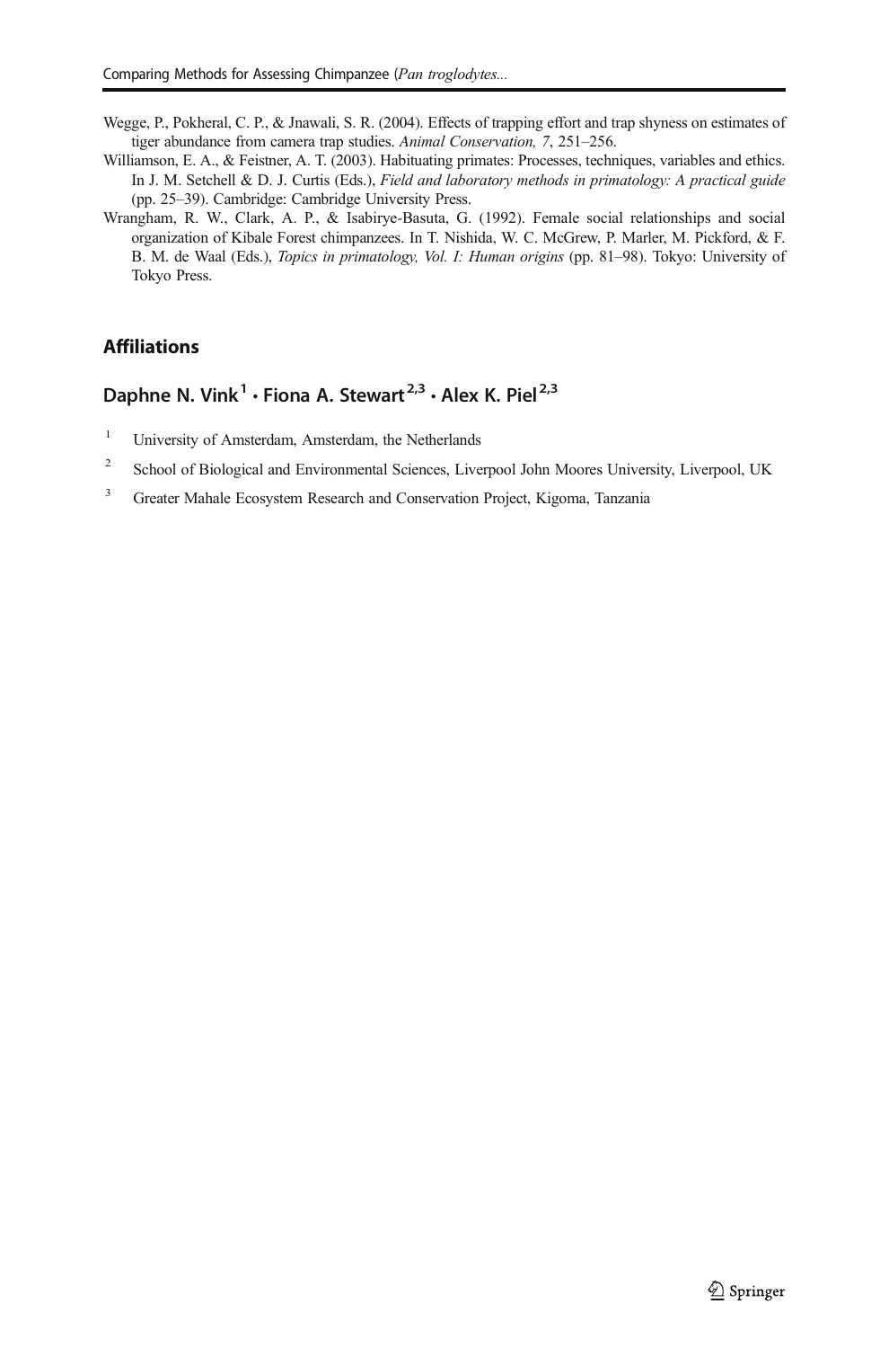Wegge, P., Pokheral, C. P., & Jnawali, S. R. (2004). Effects of trapping effort and trap shyness on estimates of tiger abundance from camera trap studies. *Animal Conservation, 7*, 251–256.

Williamson, E. A., & Feistner, A. T. (2003). Habituating primates: Processes, techniques, variables and ethics. In J. M. Setchell & D. J. Curtis (Eds.), *Field and laboratory methods in primatology: A practical guide* (pp. 25–39). Cambridge: Cambridge University Press.

Wrangham, R. W., Clark, A. P., & Isabirye-Basuta, G. (1992). Female social relationships and social organization of Kibale Forest chimpanzees. In T. Nishida, W. C. McGrew, P. Marler, M. Pickford, & F. B. M. de Waal (Eds.), *Topics in primatology, Vol. I: Human origins* (pp. 81–98). Tokyo: University of Tokyo Press.

## Affiliations

### Daphne N. Vink[1] · Fiona A. Stewart[2,3] · Alex K. Piel[2,3]

[1] University of Amsterdam, Amsterdam, the Netherlands

[2] School of Biological and Environmental Sciences, Liverpool John Moores University, Liverpool, UK

[3] Greater Mahale Ecosystem Research and Conservation Project, Kigoma, Tanzania